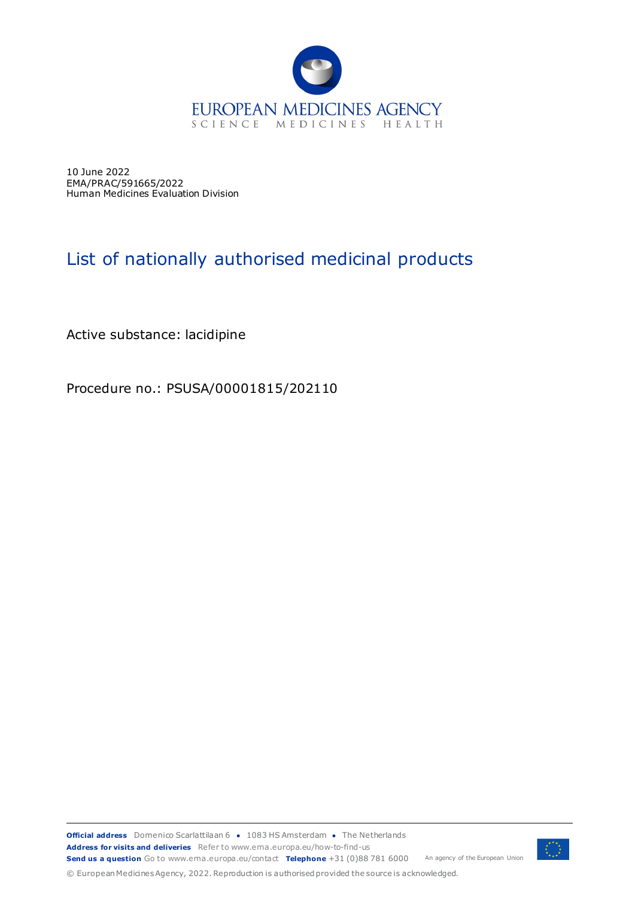10 June 2022
EMA/PRAC/591665/2022
Human Medicines Evaluation Division

# List of nationally authorised medicinal products

Active substance: lacidipine

Procedure no.: PSUSA/00001815/202110

**Official address** Domenico Scarlattilaan 6 ● 1083 HS Amsterdam ● The Netherlands
**Address for visits and deliveries** Refer to www.ema.europa.eu/how-to-find-us
**Send us a question** Go to www.ema.europa.eu/contact **Telephone** +31 (0)88 781 6000 An agency of the European Union

© European Medicines Agency, 2022. Reproduction is authorised provided the source is acknowledged.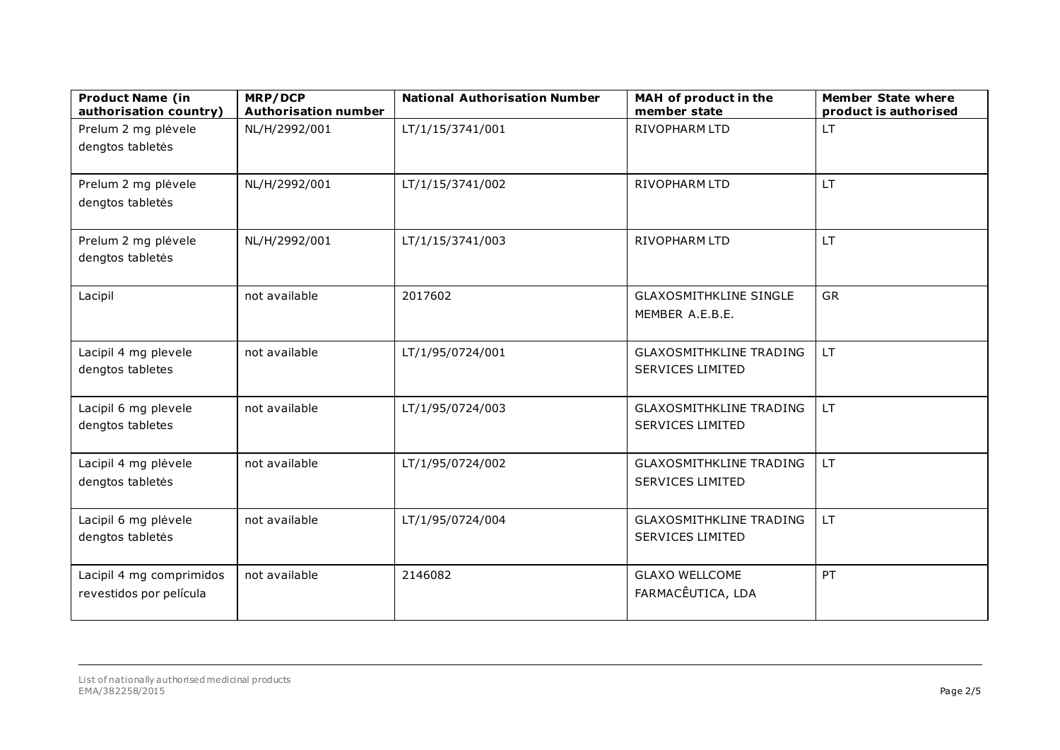| Product Name (in authorisation country) | MRP/DCP Authorisation number | National Authorisation Number | MAH of product in the member state | Member State where product is authorised |
|---|---|---|---|---|
| Prelum 2 mg plėvele dengtos tabletės | NL/H/2992/001 | LT/1/15/3741/001 | RIVOPHARM LTD | LT |
| Prelum 2 mg plėvele dengtos tabletės | NL/H/2992/001 | LT/1/15/3741/002 | RIVOPHARM LTD | LT |
| Prelum 2 mg plėvele dengtos tabletės | NL/H/2992/001 | LT/1/15/3741/003 | RIVOPHARM LTD | LT |
| Lacipil | not available | 2017602 | GLAXOSMITHKLINE SINGLE MEMBER A.E.B.E. | GR |
| Lacipil 4 mg plevele dengtos tabletes | not available | LT/1/95/0724/001 | GLAXOSMITHKLINE TRADING SERVICES LIMITED | LT |
| Lacipil 6 mg plevele dengtos tabletes | not available | LT/1/95/0724/003 | GLAXOSMITHKLINE TRADING SERVICES LIMITED | LT |
| Lacipil 4 mg plėvele dengtos tabletės | not available | LT/1/95/0724/002 | GLAXOSMITHKLINE TRADING SERVICES LIMITED | LT |
| Lacipil 6 mg plėvele dengtos tabletės | not available | LT/1/95/0724/004 | GLAXOSMITHKLINE TRADING SERVICES LIMITED | LT |
| Lacipil 4 mg comprimidos revestidos por película | not available | 2146082 | GLAXO WELLCOME FARMACÊUTICA, LDA | PT |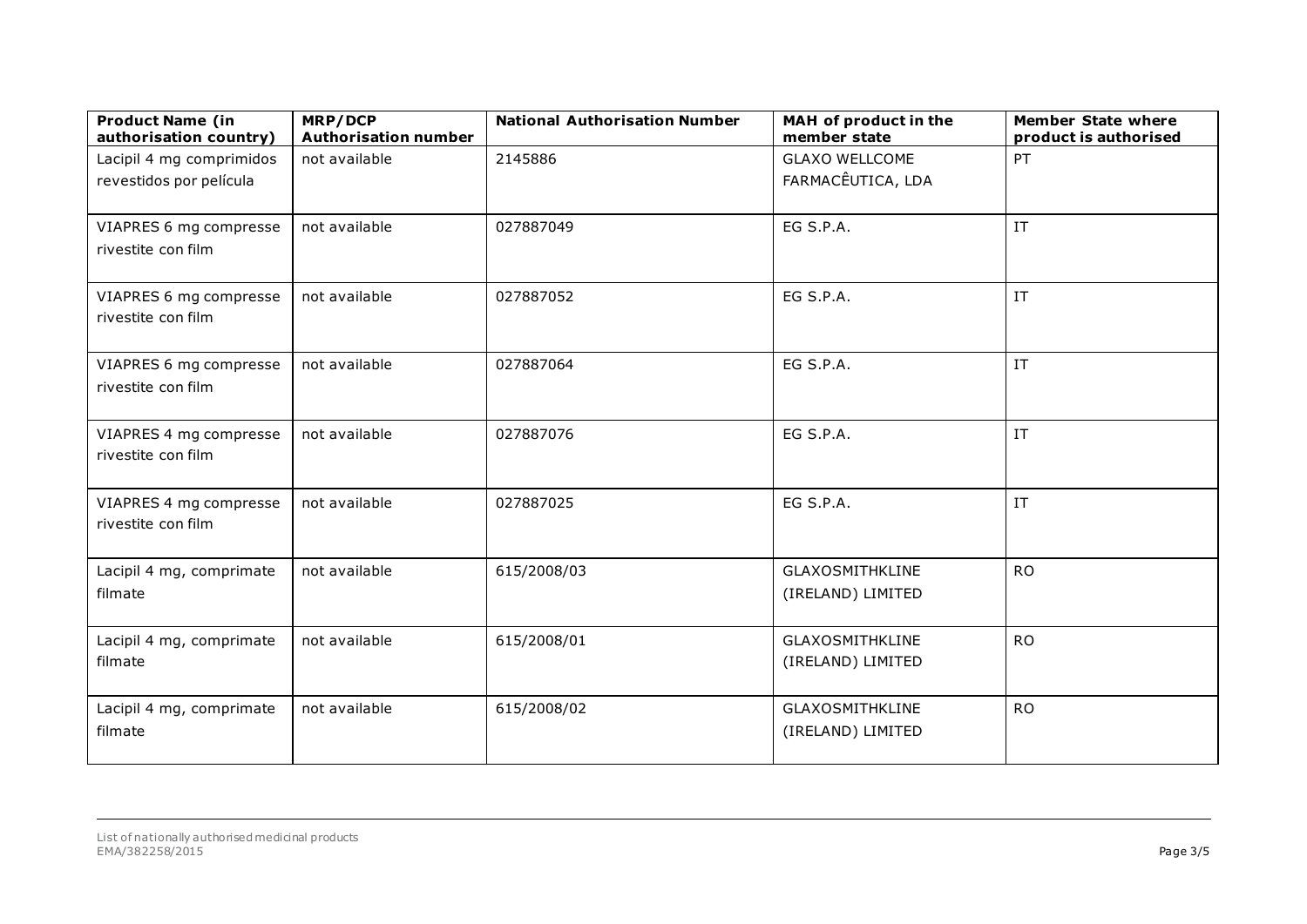| Product Name (in authorisation country) | MRP/DCP Authorisation number | National Authorisation Number | MAH of product in the member state | Member State where product is authorised |
| --- | --- | --- | --- | --- |
| Lacipil 4 mg comprimidos revestidos por película | not available | 2145886 | GLAXO WELLCOME FARMACÊUTICA, LDA | PT |
| VIAPRES 6 mg compresse rivestite con film | not available | 027887049 | EG S.P.A. | IT |
| VIAPRES 6 mg compresse rivestite con film | not available | 027887052 | EG S.P.A. | IT |
| VIAPRES 6 mg compresse rivestite con film | not available | 027887064 | EG S.P.A. | IT |
| VIAPRES 4 mg compresse rivestite con film | not available | 027887076 | EG S.P.A. | IT |
| VIAPRES 4 mg compresse rivestite con film | not available | 027887025 | EG S.P.A. | IT |
| Lacipil 4 mg, comprimate filmate | not available | 615/2008/03 | GLAXOSMITHKLINE (IRELAND) LIMITED | RO |
| Lacipil 4 mg, comprimate filmate | not available | 615/2008/01 | GLAXOSMITHKLINE (IRELAND) LIMITED | RO |
| Lacipil 4 mg, comprimate filmate | not available | 615/2008/02 | GLAXOSMITHKLINE (IRELAND) LIMITED | RO |

List of nationally authorised medicinal products
EMA/382258/2015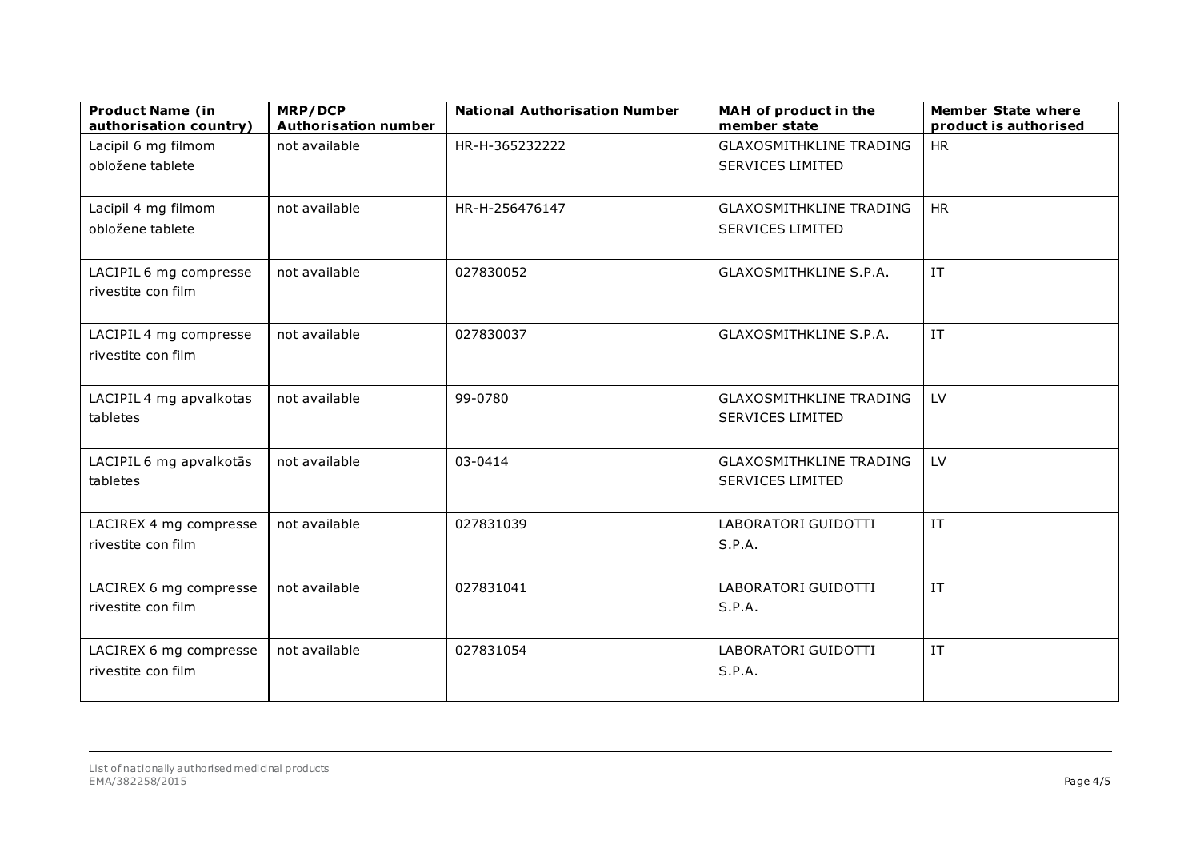| Product Name (in authorisation country) | MRP/DCP Authorisation number | National Authorisation Number | MAH of product in the member state | Member State where product is authorised |
|---|---|---|---|---|
| Lacipil 6 mg filmom obložene tablete | not available | HR-H-365232222 | GLAXOSMITHKLINE TRADING SERVICES LIMITED | HR |
| Lacipil 4 mg filmom obložene tablete | not available | HR-H-256476147 | GLAXOSMITHKLINE TRADING SERVICES LIMITED | HR |
| LACIPIL 6 mg compresse rivestite con film | not available | 027830052 | GLAXOSMITHKLINE S.P.A. | IT |
| LACIPIL 4 mg compresse rivestite con film | not available | 027830037 | GLAXOSMITHKLINE S.P.A. | IT |
| LACIPIL 4 mg apvalkotas tabletes | not available | 99-0780 | GLAXOSMITHKLINE TRADING SERVICES LIMITED | LV |
| LACIPIL 6 mg apvalkotās tabletes | not available | 03-0414 | GLAXOSMITHKLINE TRADING SERVICES LIMITED | LV |
| LACIREX 4 mg compresse rivestite con film | not available | 027831039 | LABORATORI GUIDOTTI S.P.A. | IT |
| LACIREX 6 mg compresse rivestite con film | not available | 027831041 | LABORATORI GUIDOTTI S.P.A. | IT |
| LACIREX 6 mg compresse rivestite con film | not available | 027831054 | LABORATORI GUIDOTTI S.P.A. | IT |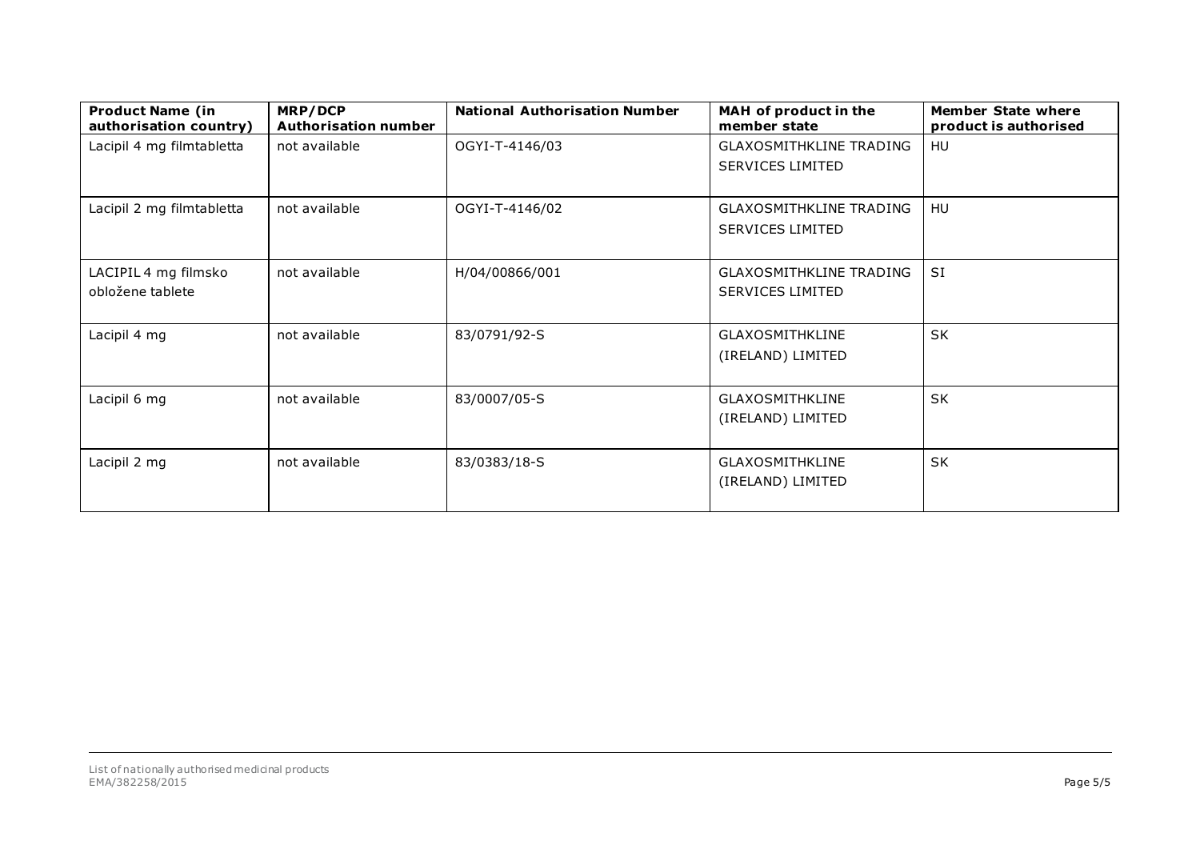| Product Name (in authorisation country) | MRP/DCP Authorisation number | National Authorisation Number | MAH of product in the member state | Member State where product is authorised |
|---|---|---|---|---|
| Lacipil 4 mg filmtabletta | not available | OGYI-T-4146/03 | GLAXOSMITHKLINE TRADING SERVICES LIMITED | HU |
| Lacipil 2 mg filmtabletta | not available | OGYI-T-4146/02 | GLAXOSMITHKLINE TRADING SERVICES LIMITED | HU |
| LACIPIL 4 mg filmsko obložene tablete | not available | H/04/00866/001 | GLAXOSMITHKLINE TRADING SERVICES LIMITED | SI |
| Lacipil 4 mg | not available | 83/0791/92-S | GLAXOSMITHKLINE (IRELAND) LIMITED | SK |
| Lacipil 6 mg | not available | 83/0007/05-S | GLAXOSMITHKLINE (IRELAND) LIMITED | SK |
| Lacipil 2 mg | not available | 83/0383/18-S | GLAXOSMITHKLINE (IRELAND) LIMITED | SK |